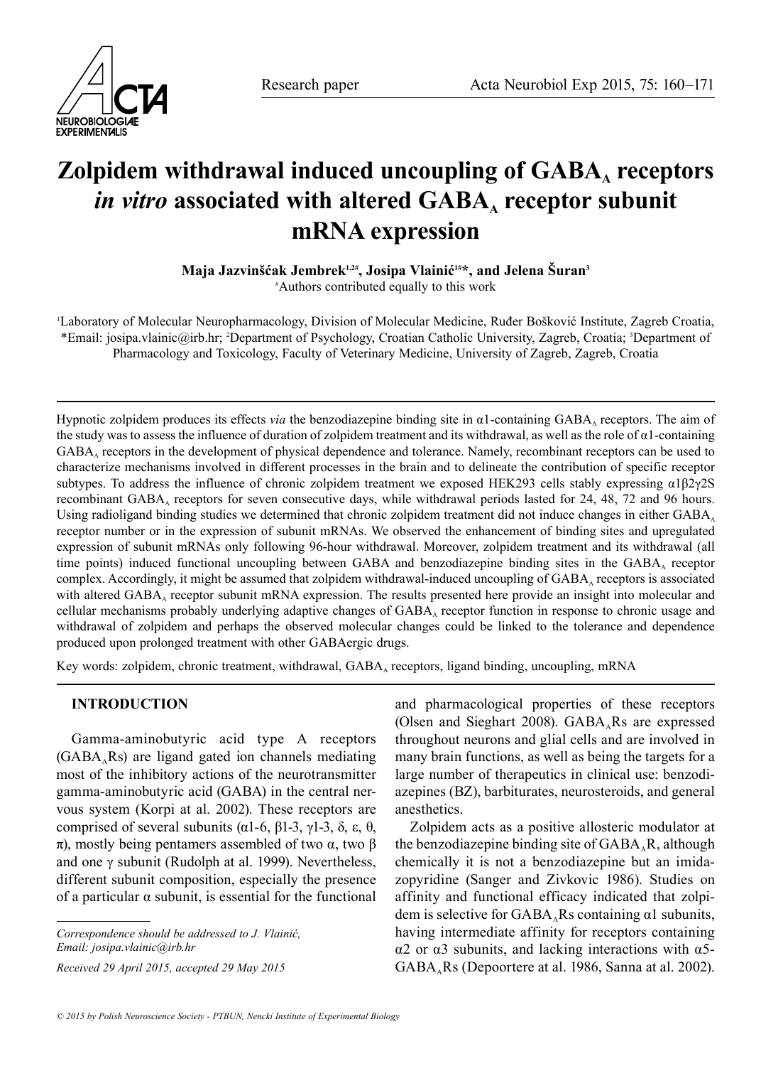Research paper

# Zolpidem withdrawal induced uncoupling of $GABA_A$ receptors *in vitro* associated with altered $GABA_A$ receptor subunit mRNA expression

**Maja Jazvinšćak Jembrek[1,2#], Josipa Vlainić[1#*], and Jelena Šuran[3]**

[#]Authors contributed equally to this work

[1]Laboratory of Molecular Neuropharmacology, Division of Molecular Medicine, Ruđer Bošković Institute, Zagreb Croatia, *Email: josipa.vlainic@irb.hr; [2]Department of Psychology, Croatian Catholic University, Zagreb, Croatia; [3]Department of Pharmacology and Toxicology, Faculty of Veterinary Medicine, University of Zagreb, Zagreb, Croatia

Hypnotic zolpidem produces its effects *via* the benzodiazepine binding site in α1-containing $GABA_A$ receptors. The aim of the study was to assess the influence of duration of zolpidem treatment and its withdrawal, as well as the role of α1-containing $GABA_A$ receptors in the development of physical dependence and tolerance. Namely, recombinant receptors can be used to characterize mechanisms involved in different processes in the brain and to delineate the contribution of specific receptor subtypes. To address the influence of chronic zolpidem treatment we exposed HEK293 cells stably expressing α1β2γ2S recombinant $GABA_A$ receptors for seven consecutive days, while withdrawal periods lasted for 24, 48, 72 and 96 hours. Using radioligand binding studies we determined that chronic zolpidem treatment did not induce changes in either $GABA_A$ receptor number or in the expression of subunit mRNAs. We observed the enhancement of binding sites and upregulated expression of subunit mRNAs only following 96-hour withdrawal. Moreover, zolpidem treatment and its withdrawal (all time points) induced functional uncoupling between GABA and benzodiazepine binding sites in the $GABA_A$ receptor complex. Accordingly, it might be assumed that zolpidem withdrawal-induced uncoupling of $GABA_A$ receptors is associated with altered $GABA_A$ receptor subunit mRNA expression. The results presented here provide an insight into molecular and cellular mechanisms probably underlying adaptive changes of $GABA_A$ receptor function in response to chronic usage and withdrawal of zolpidem and perhaps the observed molecular changes could be linked to the tolerance and dependence produced upon prolonged treatment with other GABAergic drugs.

Key words: zolpidem, chronic treatment, withdrawal, $GABA_A$ receptors, ligand binding, uncoupling, mRNA

## INTRODUCTION

Gamma-aminobutyric acid type A receptors ($GABA_A$Rs) are ligand gated ion channels mediating most of the inhibitory actions of the neurotransmitter gamma-aminobutyric acid (GABA) in the central nervous system (Korpi at al. 2002). These receptors are comprised of several subunits (α1-6, β1-3, γ1-3, δ, ε, θ, π), mostly being pentamers assembled of two α, two β and one γ subunit (Rudolph at al. 1999). Nevertheless, different subunit composition, especially the presence of a particular α subunit, is essential for the functional and pharmacological properties of these receptors (Olsen and Sieghart 2008). $GABA_A$Rs are expressed throughout neurons and glial cells and are involved in many brain functions, as well as being the targets for a large number of therapeutics in clinical use: benzodiazepines (BZ), barbiturates, neurosteroids, and general anesthetics.

Zolpidem acts as a positive allosteric modulator at the benzodiazepine binding site of $GABA_A$R, although chemically it is not a benzodiazepine but an imidazopyridine (Sanger and Zivkovic 1986). Studies on affinity and functional efficacy indicated that zolpidem is selective for $GABA_A$Rs containing α1 subunits, having intermediate affinity for receptors containing α2 or α3 subunits, and lacking interactions with α5-$GABA_A$Rs (Depoortere at al. 1986, Sanna at al. 2002).

*Correspondence should be addressed to J. Vlainić, Email: josipa.vlainic@irb.hr*

*Received 29 April 2015, accepted 29 May 2015*

*© 2015 by Polish Neuroscience Society - PTBUN, Nencki Institute of Experimental Biology*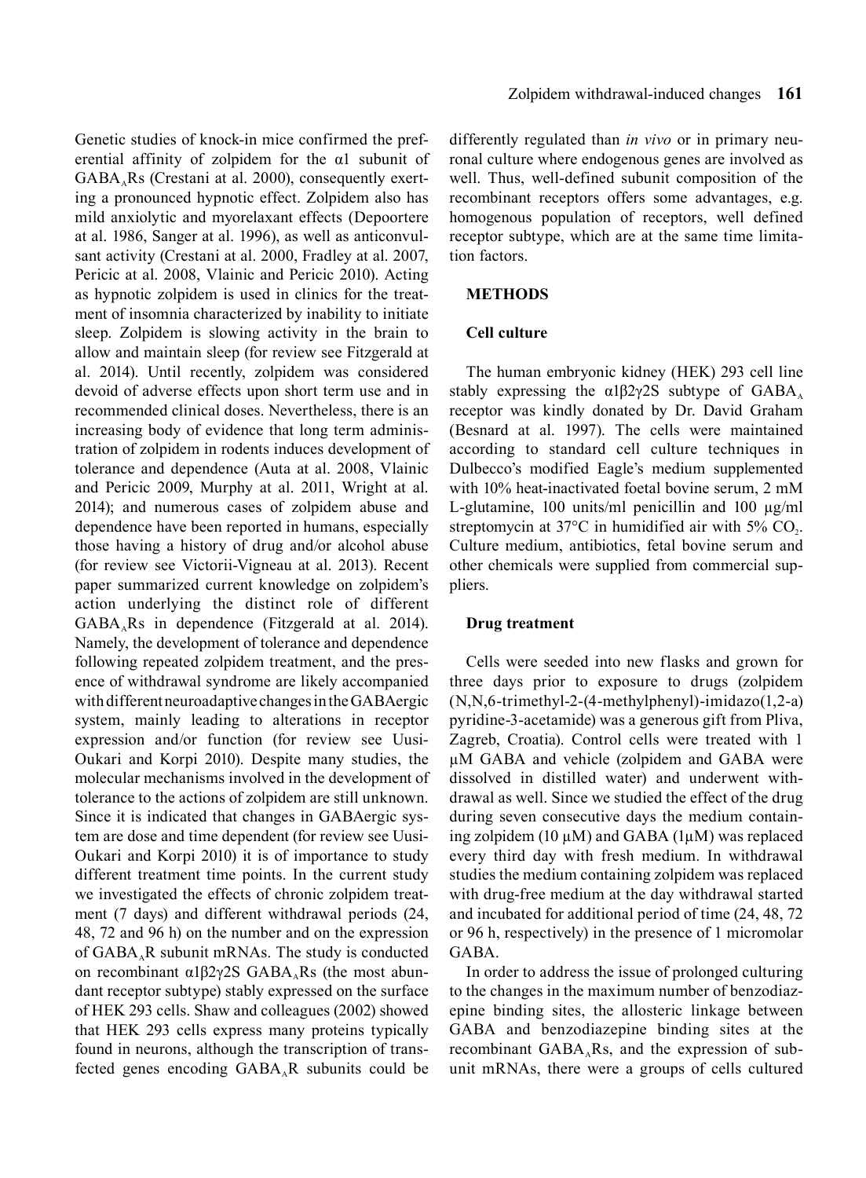Genetic studies of knock-in mice confirmed the preferential affinity of zolpidem for the α1 subunit of $GABA_A$Rs (Crestani at al. 2000), consequently exerting a pronounced hypnotic effect. Zolpidem also has mild anxiolytic and myorelaxant effects (Depoortere at al. 1986, Sanger at al. 1996), as well as anticonvulsant activity (Crestani at al. 2000, Fradley at al. 2007, Pericic at al. 2008, Vlainic and Pericic 2010). Acting as hypnotic zolpidem is used in clinics for the treatment of insomnia characterized by inability to initiate sleep. Zolpidem is slowing activity in the brain to allow and maintain sleep (for review see Fitzgerald at al. 2014). Until recently, zolpidem was considered devoid of adverse effects upon short term use and in recommended clinical doses. Nevertheless, there is an increasing body of evidence that long term administration of zolpidem in rodents induces development of tolerance and dependence (Auta at al. 2008, Vlainic and Pericic 2009, Murphy at al. 2011, Wright at al. 2014); and numerous cases of zolpidem abuse and dependence have been reported in humans, especially those having a history of drug and/or alcohol abuse (for review see Victorii-Vigneau at al. 2013). Recent paper summarized current knowledge on zolpidem's action underlying the distinct role of different $GABA_A$Rs in dependence (Fitzgerald at al. 2014). Namely, the development of tolerance and dependence following repeated zolpidem treatment, and the presence of withdrawal syndrome are likely accompanied with different neuroadaptive changes in the GABAergic system, mainly leading to alterations in receptor expression and/or function (for review see Uusi-Oukari and Korpi 2010). Despite many studies, the molecular mechanisms involved in the development of tolerance to the actions of zolpidem are still unknown. Since it is indicated that changes in GABAergic system are dose and time dependent (for review see Uusi-Oukari and Korpi 2010) it is of importance to study different treatment time points. In the current study we investigated the effects of chronic zolpidem treatment (7 days) and different withdrawal periods (24, 48, 72 and 96 h) on the number and on the expression of $GABA_A$R subunit mRNAs. The study is conducted on recombinant α1β2γ2S $GABA_A$Rs (the most abundant receptor subtype) stably expressed on the surface of HEK 293 cells. Shaw and colleagues (2002) showed that HEK 293 cells express many proteins typically found in neurons, although the transcription of transfected genes encoding $GABA_A$R subunits could be differently regulated than *in vivo* or in primary neuronal culture where endogenous genes are involved as well. Thus, well-defined subunit composition of the recombinant receptors offers some advantages, e.g. homogenous population of receptors, well defined receptor subtype, which are at the same time limitation factors.

## METHODS

### Cell culture

The human embryonic kidney (HEK) 293 cell line stably expressing the α1β2γ2S subtype of $GABA_A$ receptor was kindly donated by Dr. David Graham (Besnard at al. 1997). The cells were maintained according to standard cell culture techniques in Dulbecco's modified Eagle's medium supplemented with 10% heat-inactivated foetal bovine serum, 2 mM L-glutamine, 100 units/ml penicillin and 100 µg/ml streptomycin at 37°C in humidified air with 5% $CO_2$. Culture medium, antibiotics, fetal bovine serum and other chemicals were supplied from commercial suppliers.

### Drug treatment

Cells were seeded into new flasks and grown for three days prior to exposure to drugs (zolpidem (N,N,6-trimethyl-2-(4-methylphenyl)-imidazo(1,2-a) pyridine-3-acetamide) was a generous gift from Pliva, Zagreb, Croatia). Control cells were treated with 1 µM GABA and vehicle (zolpidem and GABA were dissolved in distilled water) and underwent withdrawal as well. Since we studied the effect of the drug during seven consecutive days the medium containing zolpidem (10 µM) and GABA (1µM) was replaced every third day with fresh medium. In withdrawal studies the medium containing zolpidem was replaced with drug-free medium at the day withdrawal started and incubated for additional period of time (24, 48, 72 or 96 h, respectively) in the presence of 1 micromolar GABA.

In order to address the issue of prolonged culturing to the changes in the maximum number of benzodiazepine binding sites, the allosteric linkage between GABA and benzodiazepine binding sites at the recombinant $GABA_A$Rs, and the expression of subunit mRNAs, there were a groups of cells cultured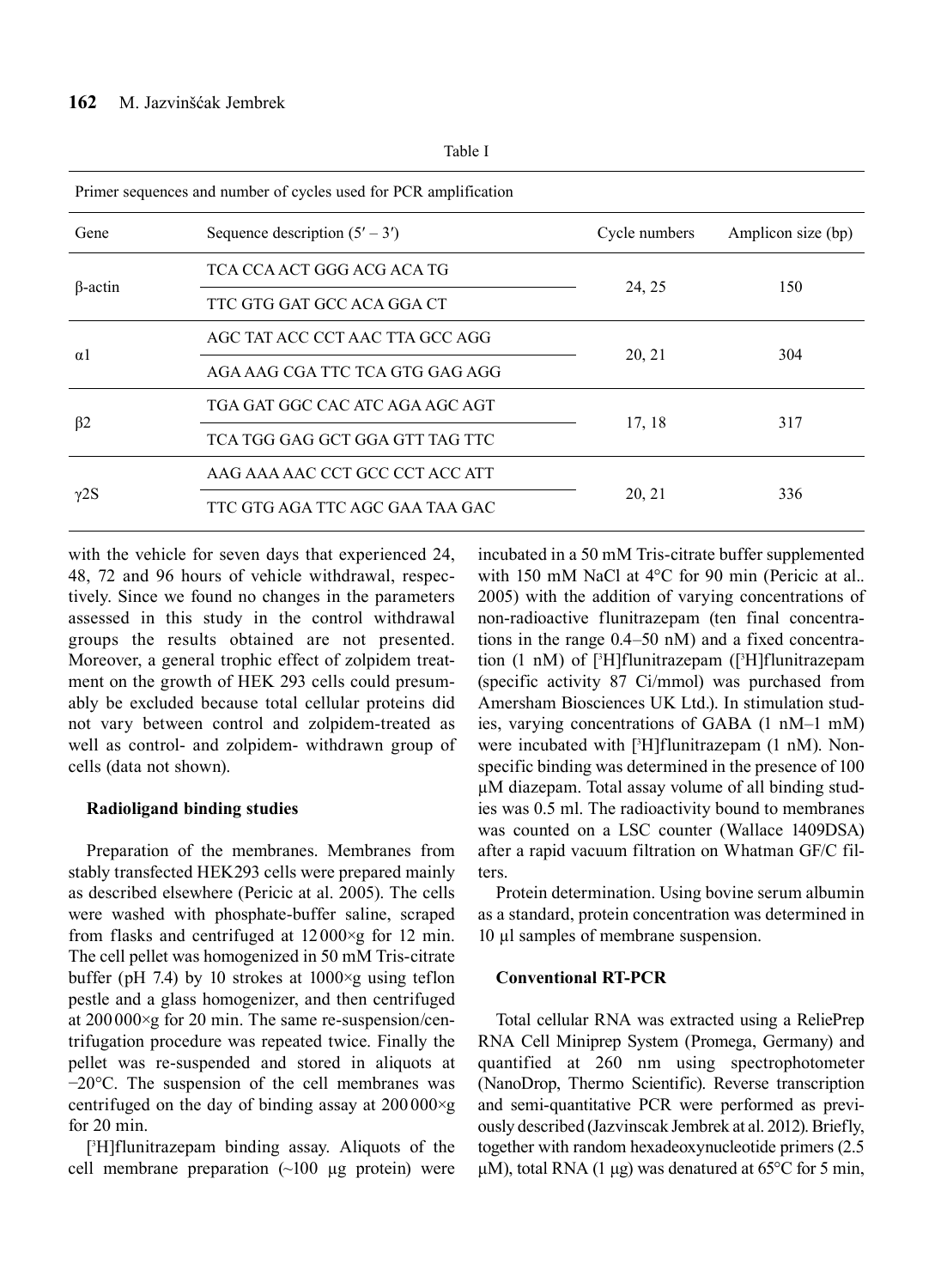Table I

Primer sequences and number of cycles used for PCR amplification

| Gene | Sequence description (5′ – 3′) | Cycle numbers | Amplicon size (bp) |
|---|---|---|---|
| β-actin | TCA CCA ACT GGG ACG ACA TG | 24, 25 | 150 |
| | TTC GTG GAT GCC ACA GGA CT | | |
| α1 | AGC TAT ACC CCT AAC TTA GCC AGG | 20, 21 | 304 |
| | AGA AAG CGA TTC TCA GTG GAG AGG | | |
| β2 | TGA GAT GGC CAC ATC AGA AGC AGT | 17, 18 | 317 |
| | TCA TGG GAG GCT GGA GTT TAG TTC | | |
| γ2S | AAG AAA AAC CCT GCC CCT ACC ATT | 20, 21 | 336 |
| | TTC GTG AGA TTC AGC GAA TAA GAC | | |

with the vehicle for seven days that experienced 24, 48, 72 and 96 hours of vehicle withdrawal, respectively. Since we found no changes in the parameters assessed in this study in the control withdrawal groups the results obtained are not presented. Moreover, a general trophic effect of zolpidem treatment on the growth of HEK 293 cells could presumably be excluded because total cellular proteins did not vary between control and zolpidem-treated as well as control- and zolpidem- withdrawn group of cells (data not shown).

### Radioligand binding studies

Preparation of the membranes. Membranes from stably transfected HEK293 cells were prepared mainly as described elsewhere (Pericic at al. 2005). The cells were washed with phosphate-buffer saline, scraped from flasks and centrifuged at 12 000×g for 12 min. The cell pellet was homogenized in 50 mM Tris-citrate buffer (pH 7.4) by 10 strokes at 1000×g using teflon pestle and a glass homogenizer, and then centrifuged at 200 000×g for 20 min. The same re-suspension/centrifugation procedure was repeated twice. Finally the pellet was re-suspended and stored in aliquots at −20°C. The suspension of the cell membranes was centrifuged on the day of binding assay at 200 000×g for 20 min.

[$^3$H]flunitrazepam binding assay. Aliquots of the cell membrane preparation (~100 µg protein) were incubated in a 50 mM Tris-citrate buffer supplemented with 150 mM NaCl at 4°C for 90 min (Pericic at al.. 2005) with the addition of varying concentrations of non-radioactive flunitrazepam (ten final concentrations in the range 0.4–50 nM) and a fixed concentration (1 nM) of [$^3$H]flunitrazepam ([$^3$H]flunitrazepam (specific activity 87 Ci/mmol) was purchased from Amersham Biosciences UK Ltd.). In stimulation studies, varying concentrations of GABA (1 nM–1 mM) were incubated with [$^3$H]flunitrazepam (1 nM). Nonspecific binding was determined in the presence of 100 µM diazepam. Total assay volume of all binding studies was 0.5 ml. The radioactivity bound to membranes was counted on a LSC counter (Wallace 1409DSA) after a rapid vacuum filtration on Whatman GF/C filters.

Protein determination. Using bovine serum albumin as a standard, protein concentration was determined in 10 µl samples of membrane suspension.

### Conventional RT-PCR

Total cellular RNA was extracted using a ReliePrep RNA Cell Miniprep System (Promega, Germany) and quantified at 260 nm using spectrophotometer (NanoDrop, Thermo Scientific). Reverse transcription and semi-quantitative PCR were performed as previously described (Jazvinscak Jembrek at al. 2012). Briefly, together with random hexadeoxynucleotide primers (2.5 µM), total RNA (1 µg) was denatured at 65°C for 5 min,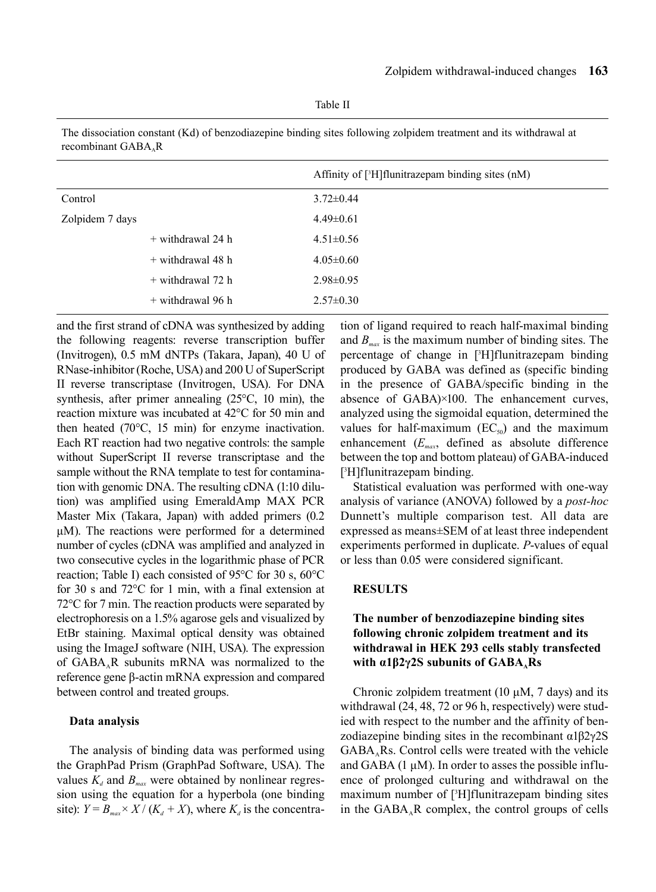Table II

The dissociation constant (Kd) of benzodiazepine binding sites following zolpidem treatment and its withdrawal at recombinant $GABA_AR$

| | | Affinity of [$^3$H]flunitrazepam binding sites (nM) |
|---|---|---|
| Control | | 3.72±0.44 |
| Zolpidem 7 days | | 4.49±0.61 |
| | + withdrawal 24 h | 4.51±0.56 |
| | + withdrawal 48 h | 4.05±0.60 |
| | + withdrawal 72 h | 2.98±0.95 |
| | + withdrawal 96 h | 2.57±0.30 |

and the first strand of cDNA was synthesized by adding the following reagents: reverse transcription buffer (Invitrogen), 0.5 mM dNTPs (Takara, Japan), 40 U of RNase-inhibitor (Roche, USA) and 200 U of SuperScript II reverse transcriptase (Invitrogen, USA). For DNA synthesis, after primer annealing (25°C, 10 min), the reaction mixture was incubated at 42°C for 50 min and then heated (70°C, 15 min) for enzyme inactivation. Each RT reaction had two negative controls: the sample without SuperScript II reverse transcriptase and the sample without the RNA template to test for contamination with genomic DNA. The resulting cDNA (1:10 dilution) was amplified using EmeraldAmp MAX PCR Master Mix (Takara, Japan) with added primers (0.2 μM). The reactions were performed for a determined number of cycles (cDNA was amplified and analyzed in two consecutive cycles in the logarithmic phase of PCR reaction; Table I) each consisted of 95°C for 30 s, 60°C for 30 s and 72°C for 1 min, with a final extension at 72°C for 7 min. The reaction products were separated by electrophoresis on a 1.5% agarose gels and visualized by EtBr staining. Maximal optical density was obtained using the ImageJ software (NIH, USA). The expression of $GABA_AR$ subunits mRNA was normalized to the reference gene β-actin mRNA expression and compared between control and treated groups.

### Data analysis

The analysis of binding data was performed using the GraphPad Prism (GraphPad Software, USA). The values $K_d$ and $B_{max}$ were obtained by nonlinear regression using the equation for a hyperbola (one binding site): $Y = B_{max} \times X / (K_d + X)$, where $K_d$ is the concentration of ligand required to reach half-maximal binding and $B_{max}$ is the maximum number of binding sites. The percentage of change in [$^3$H]flunitrazepam binding produced by GABA was defined as (specific binding in the presence of GABA/specific binding in the absence of GABA)×100. The enhancement curves, analyzed using the sigmoidal equation, determined the values for half-maximum ($EC_{50}$) and the maximum enhancement ($E_{max}$, defined as absolute difference between the top and bottom plateau) of GABA-induced [$^3$H]flunitrazepam binding.

Statistical evaluation was performed with one-way analysis of variance (ANOVA) followed by a *post-hoc* Dunnett's multiple comparison test. All data are expressed as means±SEM of at least three independent experiments performed in duplicate. *P*-values of equal or less than 0.05 were considered significant.

## RESULTS

### The number of benzodiazepine binding sites following chronic zolpidem treatment and its withdrawal in HEK 293 cells stably transfected with α1β2γ2S subunits of $GABA_A$Rs

Chronic zolpidem treatment (10 μM, 7 days) and its withdrawal (24, 48, 72 or 96 h, respectively) were studied with respect to the number and the affinity of benzodiazepine binding sites in the recombinant α1β2γ2S $GABA_A$Rs. Control cells were treated with the vehicle and GABA (1 μM). In order to asses the possible influence of prolonged culturing and withdrawal on the maximum number of [$^3$H]flunitrazepam binding sites in the $GABA_AR$ complex, the control groups of cells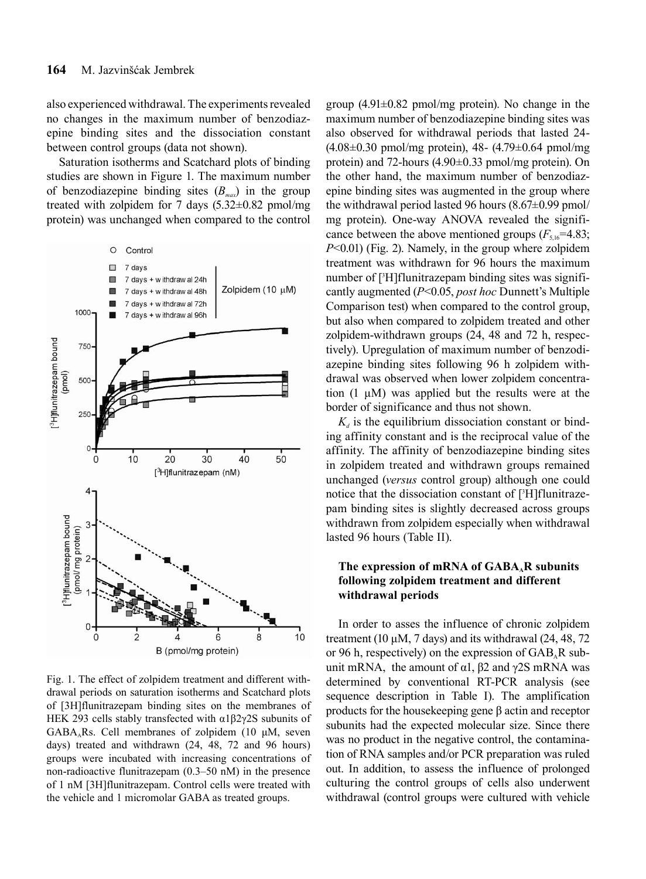also experienced withdrawal. The experiments revealed no changes in the maximum number of benzodiazepine binding sites and the dissociation constant between control groups (data not shown).

Saturation isotherms and Scatchard plots of binding studies are shown in Figure 1. The maximum number of benzodiazepine binding sites ($B_{max}$) in the group treated with zolpidem for 7 days (5.32±0.82 pmol/mg protein) was unchanged when compared to the control group (4.91±0.82 pmol/mg protein). No change in the maximum number of benzodiazepine binding sites was also observed for withdrawal periods that lasted 24- (4.08±0.30 pmol/mg protein), 48- (4.79±0.64 pmol/mg protein) and 72-hours (4.90±0.33 pmol/mg protein). On the other hand, the maximum number of benzodiazepine binding sites was augmented in the group where the withdrawal period lasted 96 hours (8.67±0.99 pmol/mg protein). One-way ANOVA revealed the significance between the above mentioned groups ($F_{5,16}$=4.83; $P$<0.01) (Fig. 2). Namely, in the group where zolpidem treatment was withdrawn for 96 hours the maximum number of [$^3$H]flunitrazepam binding sites was significantly augmented ($P$<0.05, *post hoc* Dunnett's Multiple Comparison test) when compared to the control group, but also when compared to zolpidem treated and other zolpidem-withdrawn groups (24, 48 and 72 h, respectively). Upregulation of maximum number of benzodiazepine binding sites following 96 h zolpidem withdrawal was observed when lower zolpidem concentration (1 µM) was applied but the results were at the border of significance and thus not shown.

$K_d$ is the equilibrium dissociation constant or binding affinity constant and is the reciprocal value of the affinity. The affinity of benzodiazepine binding sites in zolpidem treated and withdrawn groups remained unchanged (*versus* control group) although one could notice that the dissociation constant of [$^3$H]flunitrazepam binding sites is slightly decreased across groups withdrawn from zolpidem especially when withdrawal lasted 96 hours (Table II).

Fig. 1. The effect of zolpidem treatment and different withdrawal periods on saturation isotherms and Scatchard plots of [3H]flunitrazepam binding sites on the membranes of HEK 293 cells stably transfected with α1β2γ2S subunits of $GABA_A$Rs. Cell membranes of zolpidem (10 µM, seven days) treated and withdrawn (24, 48, 72 and 96 hours) groups were incubated with increasing concentrations of non-radioactive flunitrazepam (0.3–50 nM) in the presence of 1 nM [3H]flunitrazepam. Control cells were treated with the vehicle and 1 micromolar GABA as treated groups.

### The expression of mRNA of $GABA_A$R subunits following zolpidem treatment and different withdrawal periods

In order to asses the influence of chronic zolpidem treatment (10 µM, 7 days) and its withdrawal (24, 48, 72 or 96 h, respectively) on the expression of $GAB_A$R subunit mRNA, the amount of α1, β2 and γ2S mRNA was determined by conventional RT-PCR analysis (see sequence description in Table I). The amplification products for the housekeeping gene β actin and receptor subunits had the expected molecular size. Since there was no product in the negative control, the contamination of RNA samples and/or PCR preparation was ruled out. In addition, to assess the influence of prolonged culturing the control groups of cells also underwent withdrawal (control groups were cultured with vehicle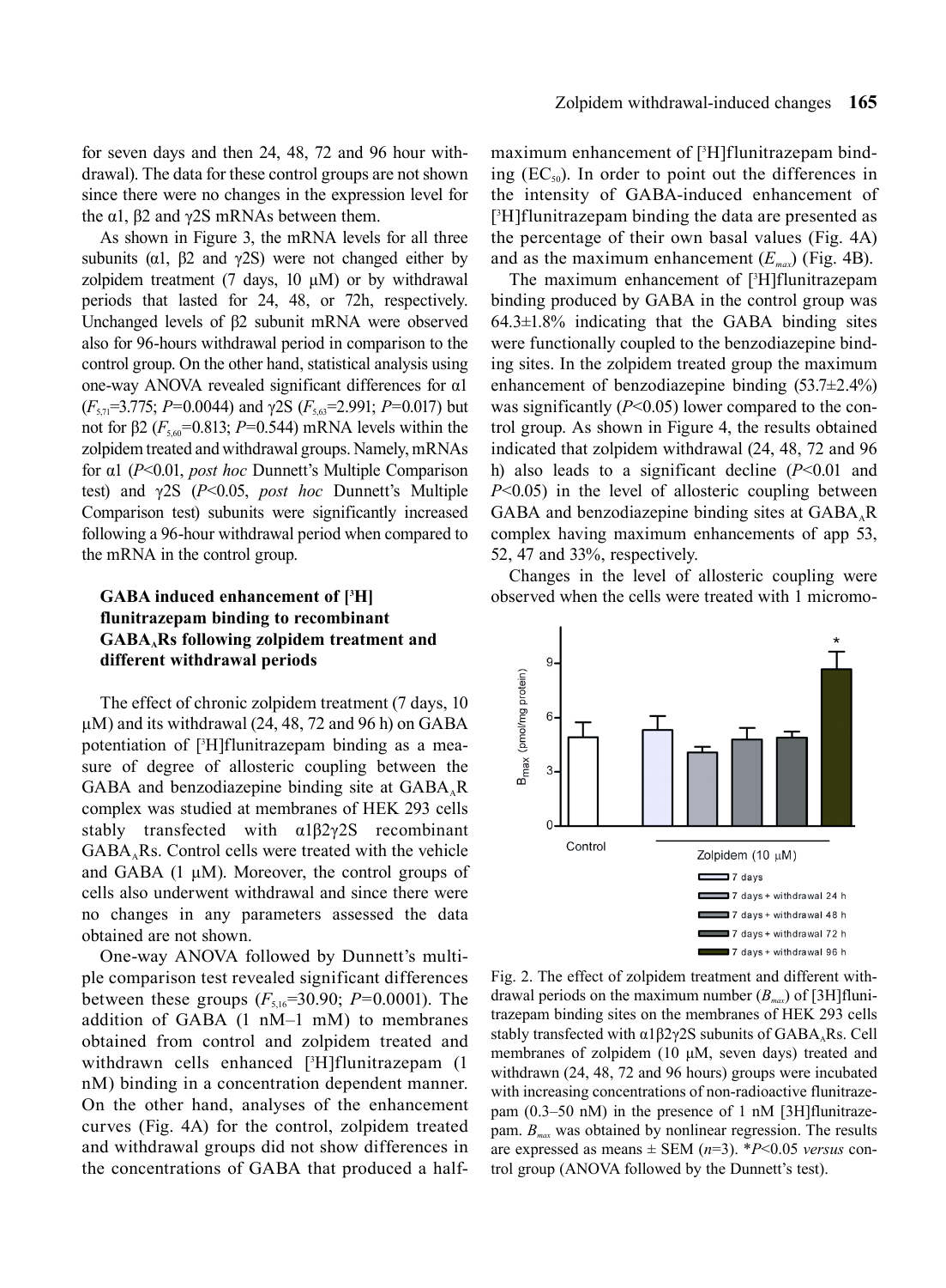for seven days and then 24, 48, 72 and 96 hour withdrawal). The data for these control groups are not shown since there were no changes in the expression level for the α1, β2 and γ2S mRNAs between them.

As shown in Figure 3, the mRNA levels for all three subunits (α1, β2 and γ2S) were not changed either by zolpidem treatment (7 days, 10 μM) or by withdrawal periods that lasted for 24, 48, or 72h, respectively. Unchanged levels of β2 subunit mRNA were observed also for 96-hours withdrawal period in comparison to the control group. On the other hand, statistical analysis using one-way ANOVA revealed significant differences for α1 ($F_{5,71}$=3.775; $P$=0.0044) and γ2S ($F_{5,63}$=2.991; $P$=0.017) but not for β2 ($F_{5,60}$=0.813; $P$=0.544) mRNA levels within the zolpidem treated and withdrawal groups. Namely, mRNAs for α1 ($P$<0.01, *post hoc* Dunnett's Multiple Comparison test) and γ2S ($P$<0.05, *post hoc* Dunnett's Multiple Comparison test) subunits were significantly increased following a 96-hour withdrawal period when compared to the mRNA in the control group.

### GABA induced enhancement of [³H] flunitrazepam binding to recombinant GABA$_A$Rs following zolpidem treatment and different withdrawal periods

The effect of chronic zolpidem treatment (7 days, 10 μM) and its withdrawal (24, 48, 72 and 96 h) on GABA potentiation of [³H]flunitrazepam binding as a measure of degree of allosteric coupling between the GABA and benzodiazepine binding site at GABA$_A$R complex was studied at membranes of HEK 293 cells stably transfected with α1β2γ2S recombinant GABA$_A$Rs. Control cells were treated with the vehicle and GABA (1 μM). Moreover, the control groups of cells also underwent withdrawal and since there were no changes in any parameters assessed the data obtained are not shown.

One-way ANOVA followed by Dunnett's multiple comparison test revealed significant differences between these groups ($F_{5,16}$=30.90; $P$=0.0001). The addition of GABA (1 nM–1 mM) to membranes obtained from control and zolpidem treated and withdrawn cells enhanced [³H]flunitrazepam (1 nM) binding in a concentration dependent manner. On the other hand, analyses of the enhancement curves (Fig. 4A) for the control, zolpidem treated and withdrawal groups did not show differences in the concentrations of GABA that produced a half-maximum enhancement of [³H]flunitrazepam binding ($EC_{50}$). In order to point out the differences in the intensity of GABA-induced enhancement of [³H]flunitrazepam binding the data are presented as the percentage of their own basal values (Fig. 4A) and as the maximum enhancement ($E_{max}$) (Fig. 4B).

The maximum enhancement of [³H]flunitrazepam binding produced by GABA in the control group was 64.3±1.8% indicating that the GABA binding sites were functionally coupled to the benzodiazepine binding sites. In the zolpidem treated group the maximum enhancement of benzodiazepine binding (53.7±2.4%) was significantly ($P$<0.05) lower compared to the control group. As shown in Figure 4, the results obtained indicated that zolpidem withdrawal (24, 48, 72 and 96 h) also leads to a significant decline ($P$<0.01 and $P$<0.05) in the level of allosteric coupling between GABA and benzodiazepine binding sites at GABA$_A$R complex having maximum enhancements of app 53, 52, 47 and 33%, respectively.

Changes in the level of allosteric coupling were observed when the cells were treated with 1 micromo-

Fig. 2. The effect of zolpidem treatment and different withdrawal periods on the maximum number ($B_{max}$) of [3H]flunitrazepam binding sites on the membranes of HEK 293 cells stably transfected with α1β2γ2S subunits of GABA$_A$Rs. Cell membranes of zolpidem (10 μM, seven days) treated and withdrawn (24, 48, 72 and 96 hours) groups were incubated with increasing concentrations of non-radioactive flunitrazepam (0.3–50 nM) in the presence of 1 nM [3H]flunitrazepam. $B_{max}$ was obtained by nonlinear regression. The results are expressed as means ± SEM ($n$=3). *$P$<0.05 *versus* control group (ANOVA followed by the Dunnett's test).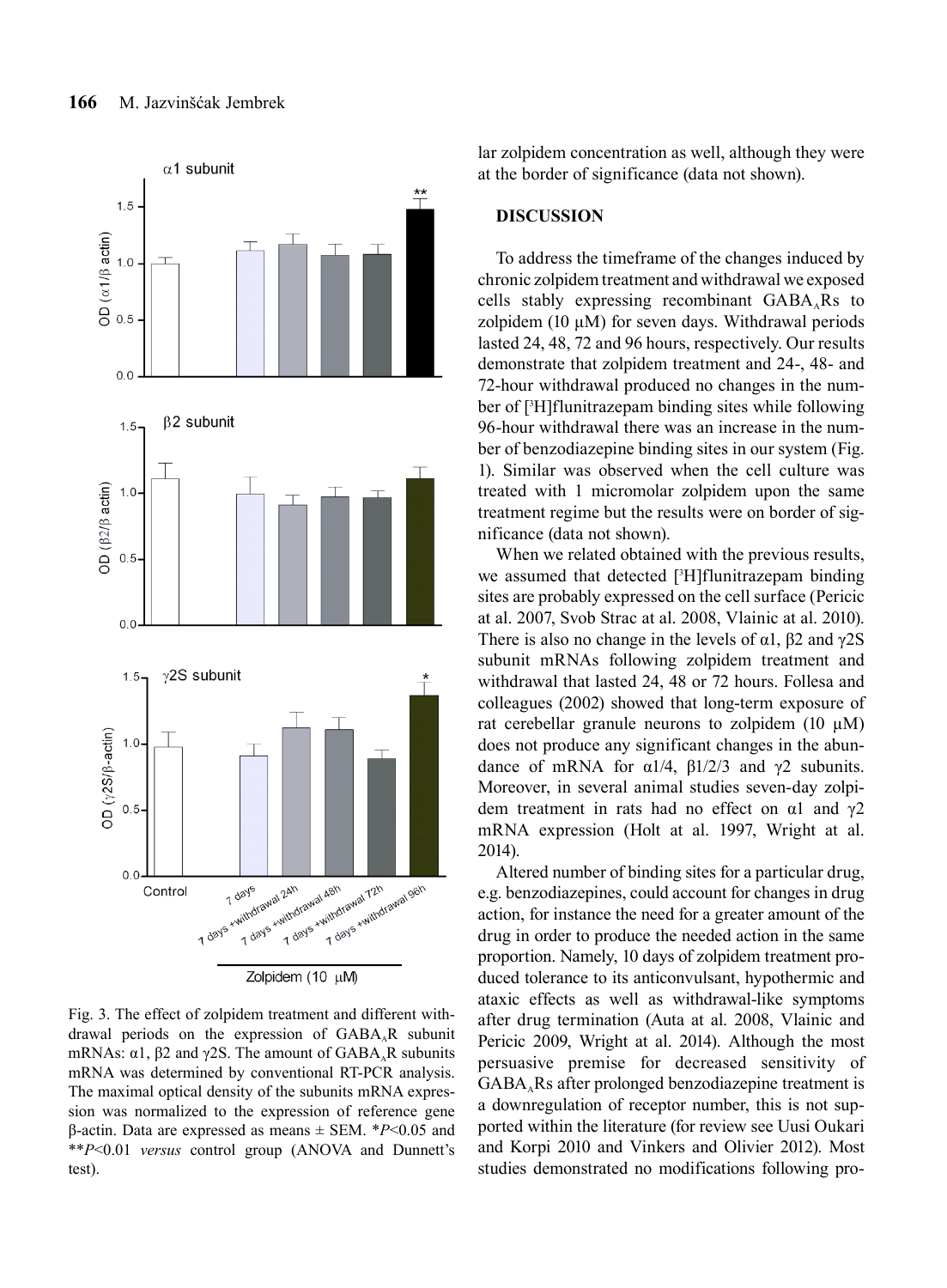Fig. 3. The effect of zolpidem treatment and different withdrawal periods on the expression of $GABA_AR$ subunit mRNAs: α1, β2 and γ2S. The amount of $GABA_AR$ subunits mRNA was determined by conventional RT-PCR analysis. The maximal optical density of the subunits mRNA expression was normalized to the expression of reference gene β-actin. Data are expressed as means ± SEM. *$P<0.05$ and **$P<0.01$ *versus* control group (ANOVA and Dunnett's test).

lar zolpidem concentration as well, although they were at the border of significance (data not shown).

## DISCUSSION

To address the timeframe of the changes induced by chronic zolpidem treatment and withdrawal we exposed cells stably expressing recombinant $GABA_ARs$ to zolpidem (10 µM) for seven days. Withdrawal periods lasted 24, 48, 72 and 96 hours, respectively. Our results demonstrate that zolpidem treatment and 24-, 48- and 72-hour withdrawal produced no changes in the number of [$^3$H]flunitrazepam binding sites while following 96-hour withdrawal there was an increase in the number of benzodiazepine binding sites in our system (Fig. 1). Similar was observed when the cell culture was treated with 1 micromolar zolpidem upon the same treatment regime but the results were on border of significance (data not shown).

When we related obtained with the previous results, we assumed that detected [$^3$H]flunitrazepam binding sites are probably expressed on the cell surface (Pericic at al. 2007, Svob Strac at al. 2008, Vlainic at al. 2010). There is also no change in the levels of α1, β2 and γ2S subunit mRNAs following zolpidem treatment and withdrawal that lasted 24, 48 or 72 hours. Follesa and colleagues (2002) showed that long-term exposure of rat cerebellar granule neurons to zolpidem (10 µM) does not produce any significant changes in the abundance of mRNA for α1/4, β1/2/3 and γ2 subunits. Moreover, in several animal studies seven-day zolpidem treatment in rats had no effect on α1 and γ2 mRNA expression (Holt at al. 1997, Wright at al. 2014).

Altered number of binding sites for a particular drug, e.g. benzodiazepines, could account for changes in drug action, for instance the need for a greater amount of the drug in order to produce the needed action in the same proportion. Namely, 10 days of zolpidem treatment produced tolerance to its anticonvulsant, hypothermic and ataxic effects as well as withdrawal-like symptoms after drug termination (Auta at al. 2008, Vlainic and Pericic 2009, Wright at al. 2014). Although the most persuasive premise for decreased sensitivity of $GABA_ARs$ after prolonged benzodiazepine treatment is a downregulation of receptor number, this is not supported within the literature (for review see Uusi Oukari and Korpi 2010 and Vinkers and Olivier 2012). Most studies demonstrated no modifications following pro-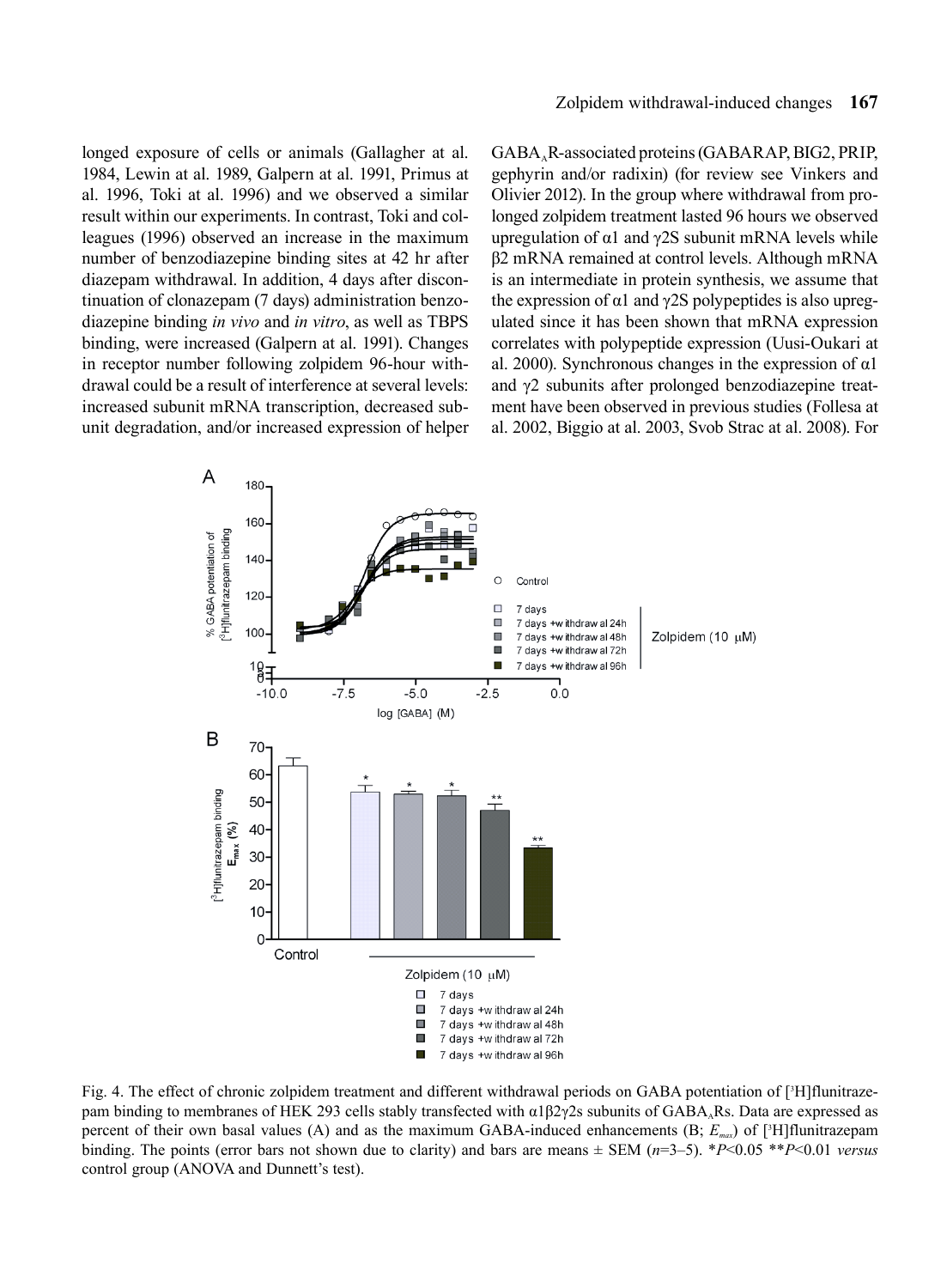longed exposure of cells or animals (Gallagher at al. 1984, Lewin at al. 1989, Galpern at al. 1991, Primus at al. 1996, Toki at al. 1996) and we observed a similar result within our experiments. In contrast, Toki and colleagues (1996) observed an increase in the maximum number of benzodiazepine binding sites at 42 hr after diazepam withdrawal. In addition, 4 days after discontinuation of clonazepam (7 days) administration benzodiazepine binding *in vivo* and *in vitro*, as well as TBPS binding, were increased (Galpern at al. 1991). Changes in receptor number following zolpidem 96-hour withdrawal could be a result of interference at several levels: increased subunit mRNA transcription, decreased subunit degradation, and/or increased expression of helper $GABA_A$R-associated proteins (GABARAP, BIG2, PRIP, gephyrin and/or radixin) (for review see Vinkers and Olivier 2012). In the group where withdrawal from prolonged zolpidem treatment lasted 96 hours we observed upregulation of α1 and γ2S subunit mRNA levels while β2 mRNA remained at control levels. Although mRNA is an intermediate in protein synthesis, we assume that the expression of α1 and γ2S polypeptides is also upregulated since it has been shown that mRNA expression correlates with polypeptide expression (Uusi-Oukari at al. 2000). Synchronous changes in the expression of α1 and γ2 subunits after prolonged benzodiazepine treatment have been observed in previous studies (Follesa at al. 2002, Biggio at al. 2003, Svob Strac at al. 2008). For

Fig. 4. The effect of chronic zolpidem treatment and different withdrawal periods on GABA potentiation of [$^3$H]flunitrazepam binding to membranes of HEK 293 cells stably transfected with α1β2γ2s subunits of $GABA_A$Rs. Data are expressed as percent of their own basal values (A) and as the maximum GABA-induced enhancements (B; $E_{max}$) of [$^3$H]flunitrazepam binding. The points (error bars not shown due to clarity) and bars are means ± SEM ($n$=3–5). *$P$<0.05 **$P$<0.01 *versus* control group (ANOVA and Dunnett's test).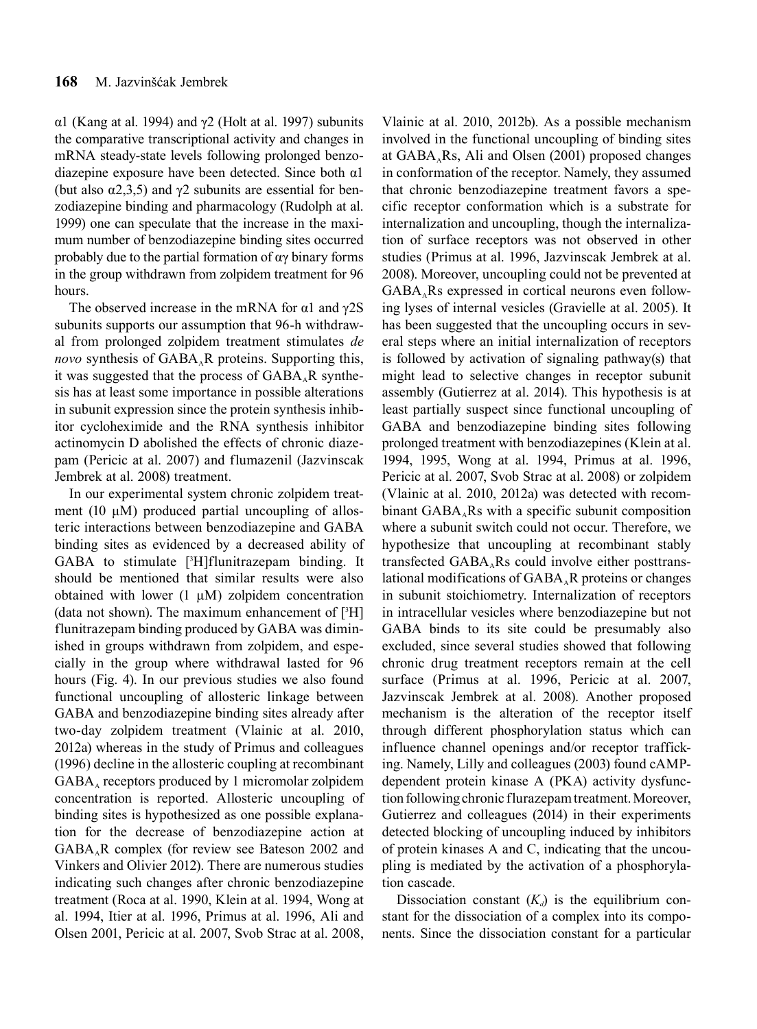α1 (Kang at al. 1994) and γ2 (Holt at al. 1997) subunits the comparative transcriptional activity and changes in mRNA steady-state levels following prolonged benzodiazepine exposure have been detected. Since both α1 (but also α2,3,5) and γ2 subunits are essential for benzodiazepine binding and pharmacology (Rudolph at al. 1999) one can speculate that the increase in the maximum number of benzodiazepine binding sites occurred probably due to the partial formation of αγ binary forms in the group withdrawn from zolpidem treatment for 96 hours.

The observed increase in the mRNA for α1 and γ2S subunits supports our assumption that 96-h withdrawal from prolonged zolpidem treatment stimulates *de novo* synthesis of $GABA_A$R proteins. Supporting this, it was suggested that the process of $GABA_A$R synthesis has at least some importance in possible alterations in subunit expression since the protein synthesis inhibitor cycloheximide and the RNA synthesis inhibitor actinomycin D abolished the effects of chronic diazepam (Pericic at al. 2007) and flumazenil (Jazvinscak Jembrek at al. 2008) treatment.

In our experimental system chronic zolpidem treatment (10 μM) produced partial uncoupling of allosteric interactions between benzodiazepine and GABA binding sites as evidenced by a decreased ability of GABA to stimulate [$^3$H]flunitrazepam binding. It should be mentioned that similar results were also obtained with lower (1 μM) zolpidem concentration (data not shown). The maximum enhancement of [$^3$H]flunitrazepam binding produced by GABA was diminished in groups withdrawn from zolpidem, and especially in the group where withdrawal lasted for 96 hours (Fig. 4). In our previous studies we also found functional uncoupling of allosteric linkage between GABA and benzodiazepine binding sites already after two-day zolpidem treatment (Vlainic at al. 2010, 2012a) whereas in the study of Primus and colleagues (1996) decline in the allosteric coupling at recombinant $GABA_A$ receptors produced by 1 micromolar zolpidem concentration is reported. Allosteric uncoupling of binding sites is hypothesized as one possible explanation for the decrease of benzodiazepine action at $GABA_A$R complex (for review see Bateson 2002 and Vinkers and Olivier 2012). There are numerous studies indicating such changes after chronic benzodiazepine treatment (Roca at al. 1990, Klein at al. 1994, Wong at al. 1994, Itier at al. 1996, Primus at al. 1996, Ali and Olsen 2001, Pericic at al. 2007, Svob Strac at al. 2008, Vlainic at al. 2010, 2012b). As a possible mechanism involved in the functional uncoupling of binding sites at $GABA_A$Rs, Ali and Olsen (2001) proposed changes in conformation of the receptor. Namely, they assumed that chronic benzodiazepine treatment favors a specific receptor conformation which is a substrate for internalization and uncoupling, though the internalization of surface receptors was not observed in other studies (Primus at al. 1996, Jazvinscak Jembrek at al. 2008). Moreover, uncoupling could not be prevented at $GABA_A$Rs expressed in cortical neurons even following lyses of internal vesicles (Gravielle at al. 2005). It has been suggested that the uncoupling occurs in several steps where an initial internalization of receptors is followed by activation of signaling pathway(s) that might lead to selective changes in receptor subunit assembly (Gutierrez at al. 2014). This hypothesis is at least partially suspect since functional uncoupling of GABA and benzodiazepine binding sites following prolonged treatment with benzodiazepines (Klein at al. 1994, 1995, Wong at al. 1994, Primus at al. 1996, Pericic at al. 2007, Svob Strac at al. 2008) or zolpidem (Vlainic at al. 2010, 2012a) was detected with recombinant $GABA_A$Rs with a specific subunit composition where a subunit switch could not occur. Therefore, we hypothesize that uncoupling at recombinant stably transfected $GABA_A$Rs could involve either posttranslational modifications of $GABA_A$R proteins or changes in subunit stoichiometry. Internalization of receptors in intracellular vesicles where benzodiazepine but not GABA binds to its site could be presumably also excluded, since several studies showed that following chronic drug treatment receptors remain at the cell surface (Primus at al. 1996, Pericic at al. 2007, Jazvinscak Jembrek at al. 2008). Another proposed mechanism is the alteration of the receptor itself through different phosphorylation status which can influence channel openings and/or receptor trafficking. Namely, Lilly and colleagues (2003) found cAMP-dependent protein kinase A (PKA) activity dysfunction following chronic flurazepam treatment. Moreover, Gutierrez and colleagues (2014) in their experiments detected blocking of uncoupling induced by inhibitors of protein kinases A and C, indicating that the uncoupling is mediated by the activation of a phosphorylation cascade.

Dissociation constant ($K_d$) is the equilibrium constant for the dissociation of a complex into its components. Since the dissociation constant for a particular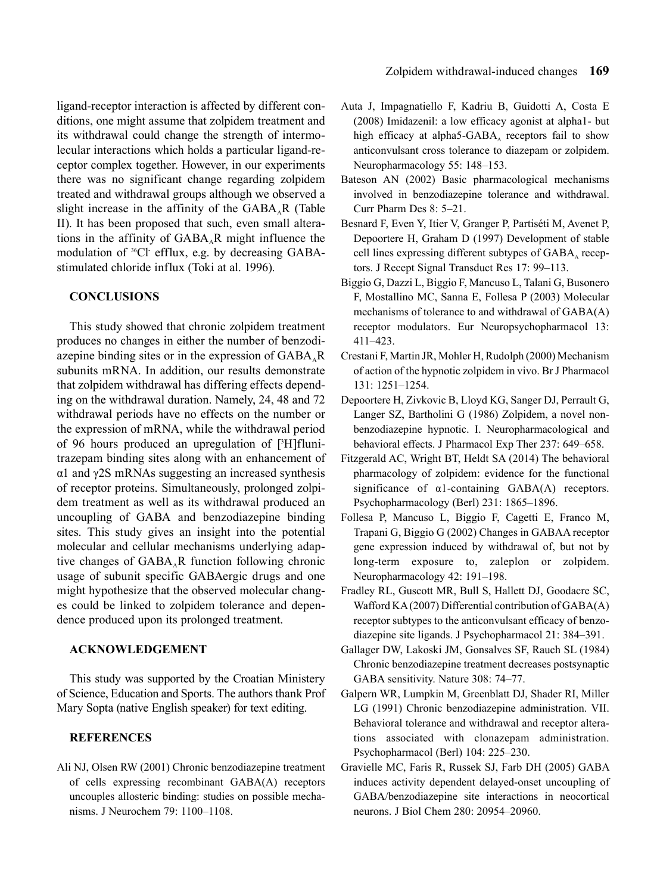ligand-receptor interaction is affected by different conditions, one might assume that zolpidem treatment and its withdrawal could change the strength of intermolecular interactions which holds a particular ligand-receptor complex together. However, in our experiments there was no significant change regarding zolpidem treated and withdrawal groups although we observed a slight increase in the affinity of the $GABA_AR$ (Table II). It has been proposed that such, even small alterations in the affinity of $GABA_AR$ might influence the modulation of $^{36}Cl^-$ efflux, e.g. by decreasing GABA-stimulated chloride influx (Toki at al. 1996).

## CONCLUSIONS

This study showed that chronic zolpidem treatment produces no changes in either the number of benzodiazepine binding sites or in the expression of $GABA_AR$ subunits mRNA. In addition, our results demonstrate that zolpidem withdrawal has differing effects depending on the withdrawal duration. Namely, 24, 48 and 72 withdrawal periods have no effects on the number or the expression of mRNA, while the withdrawal period of 96 hours produced an upregulation of [$^3$H]flunitrazepam binding sites along with an enhancement of α1 and γ2S mRNAs suggesting an increased synthesis of receptor proteins. Simultaneously, prolonged zolpidem treatment as well as its withdrawal produced an uncoupling of GABA and benzodiazepine binding sites. This study gives an insight into the potential molecular and cellular mechanisms underlying adaptive changes of $GABA_AR$ function following chronic usage of subunit specific GABAergic drugs and one might hypothesize that the observed molecular changes could be linked to zolpidem tolerance and dependence produced upon its prolonged treatment.

## ACKNOWLEDGEMENT

This study was supported by the Croatian Ministry of Science, Education and Sports. The authors thank Prof Mary Sopta (native English speaker) for text editing.

## REFERENCES

Ali NJ, Olsen RW (2001) Chronic benzodiazepine treatment of cells expressing recombinant GABA(A) receptors uncouples allosteric binding: studies on possible mechanisms. J Neurochem 79: 1100–1108.

Auta J, Impagnatiello F, Kadriu B, Guidotti A, Costa E (2008) Imidazenil: a low efficacy agonist at alpha1- but high efficacy at alpha5-$GABA_A$ receptors fail to show anticonvulsant cross tolerance to diazepam or zolpidem. Neuropharmacology 55: 148–153.

Bateson AN (2002) Basic pharmacological mechanisms involved in benzodiazepine tolerance and withdrawal. Curr Pharm Des 8: 5–21.

Besnard F, Even Y, Itier V, Granger P, Partiséti M, Avenet P, Depoortere H, Graham D (1997) Development of stable cell lines expressing different subtypes of $GABA_A$ receptors. J Recept Signal Transduct Res 17: 99–113.

Biggio G, Dazzi L, Biggio F, Mancuso L, Talani G, Busonero F, Mostallino MC, Sanna E, Follesa P (2003) Molecular mechanisms of tolerance to and withdrawal of GABA(A) receptor modulators. Eur Neuropsychopharmacol 13: 411–423.

Crestani F, Martin JR, Mohler H, Rudolph (2000) Mechanism of action of the hypnotic zolpidem in vivo. Br J Pharmacol 131: 1251–1254.

Depoortere H, Zivkovic B, Lloyd KG, Sanger DJ, Perrault G, Langer SZ, Bartholini G (1986) Zolpidem, a novel nonbenzodiazepine hypnotic. I. Neuropharmacological and behavioral effects. J Pharmacol Exp Ther 237: 649–658.

Fitzgerald AC, Wright BT, Heldt SA (2014) The behavioral pharmacology of zolpidem: evidence for the functional significance of α1-containing GABA(A) receptors. Psychopharmacology (Berl) 231: 1865–1896.

Follesa P, Mancuso L, Biggio F, Cagetti E, Franco M, Trapani G, Biggio G (2002) Changes in GABAA receptor gene expression induced by withdrawal of, but not by long-term exposure to, zaleplon or zolpidem. Neuropharmacology 42: 191–198.

Fradley RL, Guscott MR, Bull S, Hallett DJ, Goodacre SC, Wafford KA (2007) Differential contribution of GABA(A) receptor subtypes to the anticonvulsant efficacy of benzodiazepine site ligands. J Psychopharmacol 21: 384–391.

Gallager DW, Lakoski JM, Gonsalves SF, Rauch SL (1984) Chronic benzodiazepine treatment decreases postsynaptic GABA sensitivity. Nature 308: 74–77.

Galpern WR, Lumpkin M, Greenblatt DJ, Shader RI, Miller LG (1991) Chronic benzodiazepine administration. VII. Behavioral tolerance and withdrawal and receptor alterations associated with clonazepam administration. Psychopharmacol (Berl) 104: 225–230.

Gravielle MC, Faris R, Russek SJ, Farb DH (2005) GABA induces activity dependent delayed-onset uncoupling of GABA/benzodiazepine site interactions in neocortical neurons. J Biol Chem 280: 20954–20960.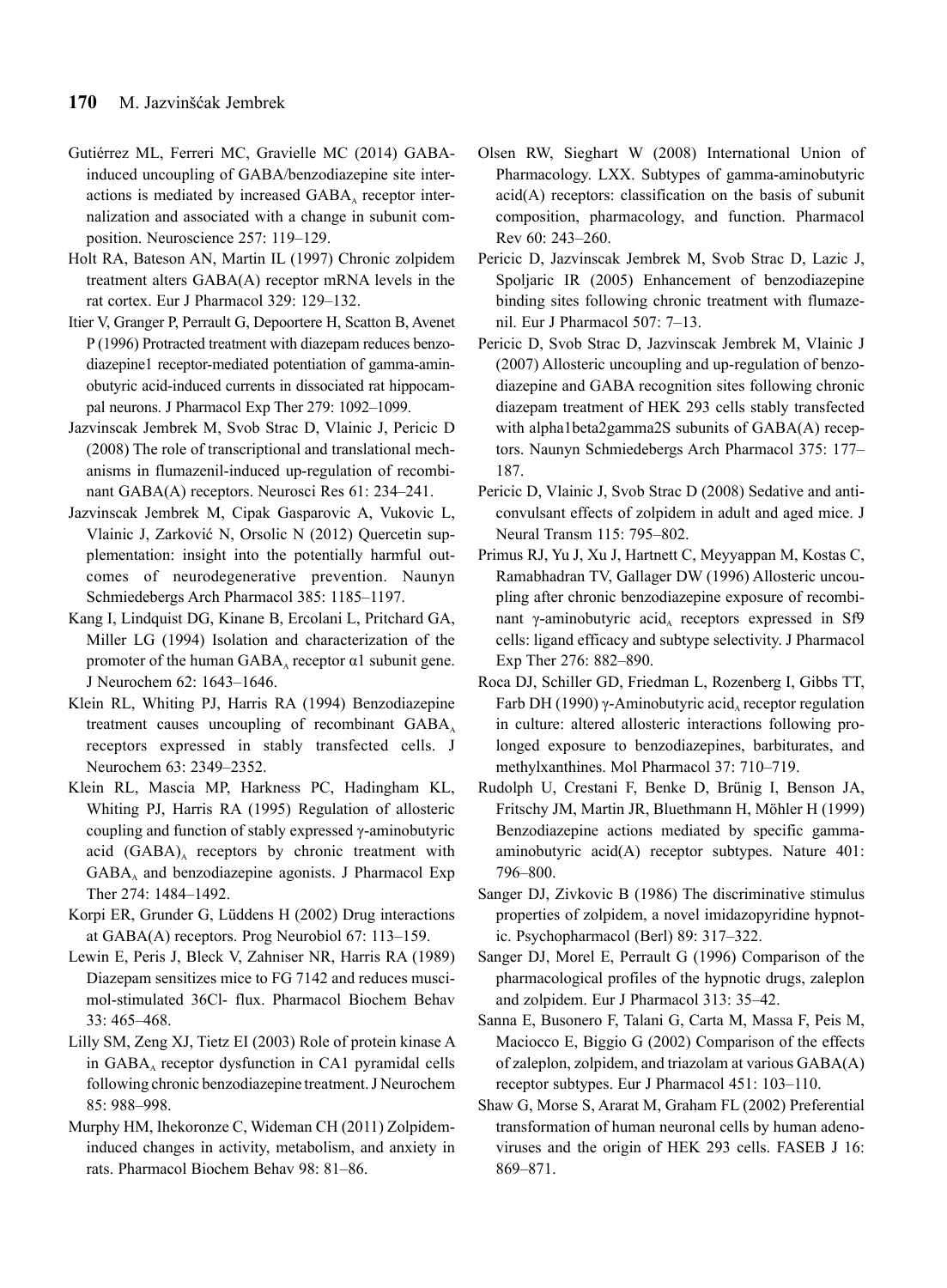Gutiérrez ML, Ferreri MC, Gravielle MC (2014) GABA-induced uncoupling of GABA/benzodiazepine site interactions is mediated by increased $GABA_A$ receptor internalization and associated with a change in subunit composition. Neuroscience 257: 119–129.

Holt RA, Bateson AN, Martin IL (1997) Chronic zolpidem treatment alters GABA(A) receptor mRNA levels in the rat cortex. Eur J Pharmacol 329: 129–132.

Itier V, Granger P, Perrault G, Depoortere H, Scatton B, Avenet P (1996) Protracted treatment with diazepam reduces benzodiazepine1 receptor-mediated potentiation of gamma-aminobutyric acid-induced currents in dissociated rat hippocampal neurons. J Pharmacol Exp Ther 279: 1092–1099.

Jazvinscak Jembrek M, Svob Strac D, Vlainic J, Pericic D (2008) The role of transcriptional and translational mechanisms in flumazenil-induced up-regulation of recombinant GABA(A) receptors. Neurosci Res 61: 234–241.

Jazvinscak Jembrek M, Cipak Gasparovic A, Vukovic L, Vlainic J, Zarković N, Orsolic N (2012) Quercetin supplementation: insight into the potentially harmful outcomes of neurodegenerative prevention. Naunyn Schmiedebergs Arch Pharmacol 385: 1185–1197.

Kang I, Lindquist DG, Kinane B, Ercolani L, Pritchard GA, Miller LG (1994) Isolation and characterization of the promoter of the human $GABA_A$ receptor α1 subunit gene. J Neurochem 62: 1643–1646.

Klein RL, Whiting PJ, Harris RA (1994) Benzodiazepine treatment causes uncoupling of recombinant $GABA_A$ receptors expressed in stably transfected cells. J Neurochem 63: 2349–2352.

Klein RL, Mascia MP, Harkness PC, Hadingham KL, Whiting PJ, Harris RA (1995) Regulation of allosteric coupling and function of stably expressed γ-aminobutyric acid $(GABA)_A$ receptors by chronic treatment with $GABA_A$ and benzodiazepine agonists. J Pharmacol Exp Ther 274: 1484–1492.

Korpi ER, Grunder G, Lüddens H (2002) Drug interactions at GABA(A) receptors. Prog Neurobiol 67: 113–159.

Lewin E, Peris J, Bleck V, Zahniser NR, Harris RA (1989) Diazepam sensitizes mice to FG 7142 and reduces muscimol-stimulated 36Cl- flux. Pharmacol Biochem Behav 33: 465–468.

Lilly SM, Zeng XJ, Tietz EI (2003) Role of protein kinase A in $GABA_A$ receptor dysfunction in CA1 pyramidal cells following chronic benzodiazepine treatment. J Neurochem 85: 988–998.

Murphy HM, Ihekoronze C, Wideman CH (2011) Zolpidem-induced changes in activity, metabolism, and anxiety in rats. Pharmacol Biochem Behav 98: 81–86.

Olsen RW, Sieghart W (2008) International Union of Pharmacology. LXX. Subtypes of gamma-aminobutyric acid(A) receptors: classification on the basis of subunit composition, pharmacology, and function. Pharmacol Rev 60: 243–260.

Pericic D, Jazvinscak Jembrek M, Svob Strac D, Lazic J, Spoljaric IR (2005) Enhancement of benzodiazepine binding sites following chronic treatment with flumazenil. Eur J Pharmacol 507: 7–13.

Pericic D, Svob Strac D, Jazvinscak Jembrek M, Vlainic J (2007) Allosteric uncoupling and up-regulation of benzodiazepine and GABA recognition sites following chronic diazepam treatment of HEK 293 cells stably transfected with alpha1beta2gamma2S subunits of GABA(A) receptors. Naunyn Schmiedebergs Arch Pharmacol 375: 177–187.

Pericic D, Vlainic J, Svob Strac D (2008) Sedative and anticonvulsant effects of zolpidem in adult and aged mice. J Neural Transm 115: 795–802.

Primus RJ, Yu J, Xu J, Hartnett C, Meyyappan M, Kostas C, Ramabhadran TV, Gallager DW (1996) Allosteric uncoupling after chronic benzodiazepine exposure of recombinant γ-aminobutyric $acid_A$ receptors expressed in Sf9 cells: ligand efficacy and subtype selectivity. J Pharmacol Exp Ther 276: 882–890.

Roca DJ, Schiller GD, Friedman L, Rozenberg I, Gibbs TT, Farb DH (1990) γ-Aminobutyric $acid_A$ receptor regulation in culture: altered allosteric interactions following prolonged exposure to benzodiazepines, barbiturates, and methylxanthines. Mol Pharmacol 37: 710–719.

Rudolph U, Crestani F, Benke D, Brünig I, Benson JA, Fritschy JM, Martin JR, Bluethmann H, Möhler H (1999) Benzodiazepine actions mediated by specific gamma-aminobutyric acid(A) receptor subtypes. Nature 401: 796–800.

Sanger DJ, Zivkovic B (1986) The discriminative stimulus properties of zolpidem, a novel imidazopyridine hypnotic. Psychopharmacol (Berl) 89: 317–322.

Sanger DJ, Morel E, Perrault G (1996) Comparison of the pharmacological profiles of the hypnotic drugs, zaleplon and zolpidem. Eur J Pharmacol 313: 35–42.

Sanna E, Busonero F, Talani G, Carta M, Massa F, Peis M, Maciocco E, Biggio G (2002) Comparison of the effects of zaleplon, zolpidem, and triazolam at various GABA(A) receptor subtypes. Eur J Pharmacol 451: 103–110.

Shaw G, Morse S, Ararat M, Graham FL (2002) Preferential transformation of human neuronal cells by human adenoviruses and the origin of HEK 293 cells. FASEB J 16: 869–871.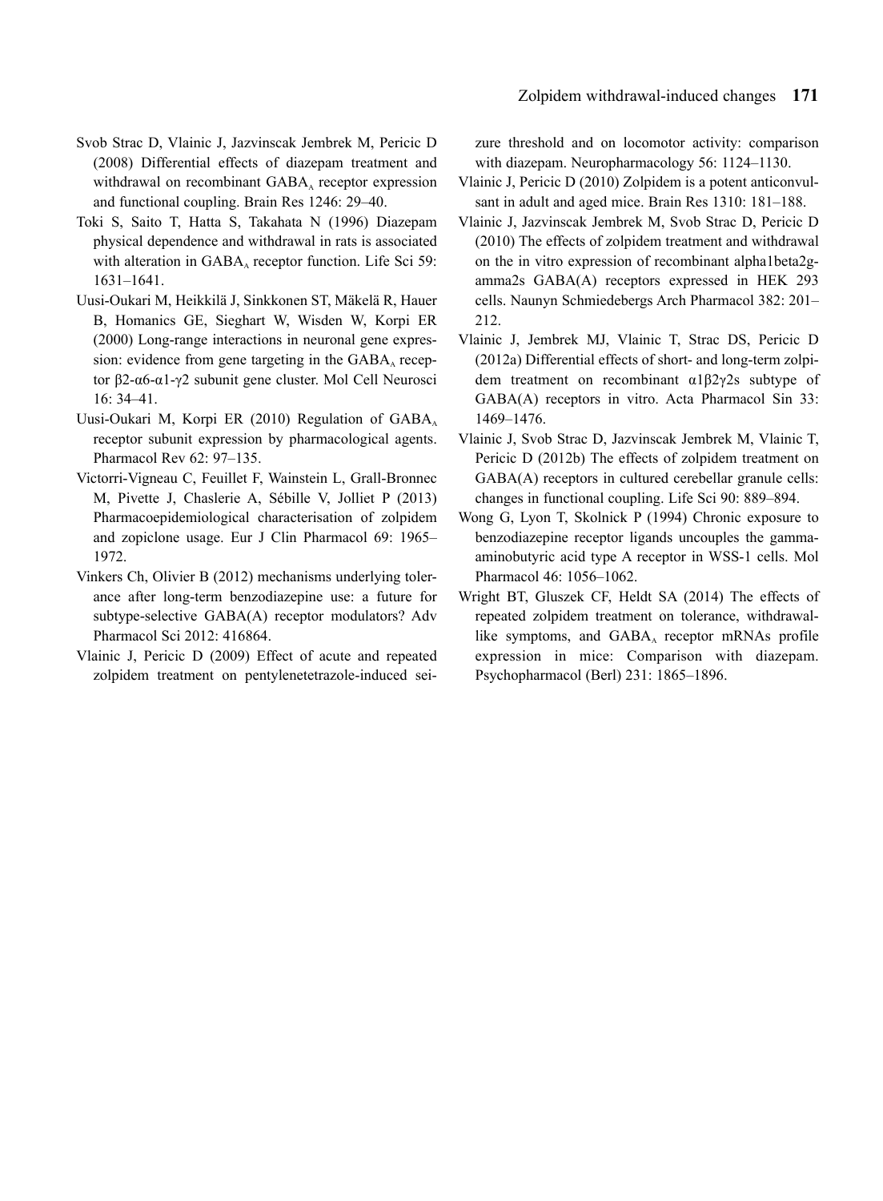Svob Strac D, Vlainic J, Jazvinscak Jembrek M, Pericic D (2008) Differential effects of diazepam treatment and withdrawal on recombinant $GABA_A$ receptor expression and functional coupling. Brain Res 1246: 29–40.

Toki S, Saito T, Hatta S, Takahata N (1996) Diazepam physical dependence and withdrawal in rats is associated with alteration in $GABA_A$ receptor function. Life Sci 59: 1631–1641.

Uusi-Oukari M, Heikkilä J, Sinkkonen ST, Mäkelä R, Hauer B, Homanics GE, Sieghart W, Wisden W, Korpi ER (2000) Long-range interactions in neuronal gene expression: evidence from gene targeting in the $GABA_A$ receptor β2-α6-α1-γ2 subunit gene cluster. Mol Cell Neurosci 16: 34–41.

Uusi-Oukari M, Korpi ER (2010) Regulation of $GABA_A$ receptor subunit expression by pharmacological agents. Pharmacol Rev 62: 97–135.

Victorri-Vigneau C, Feuillet F, Wainstein L, Grall-Bronnec M, Pivette J, Chaslerie A, Sébille V, Jolliet P (2013) Pharmacoepidemiological characterisation of zolpidem and zopiclone usage. Eur J Clin Pharmacol 69: 1965–1972.

Vinkers Ch, Olivier B (2012) mechanisms underlying tolerance after long-term benzodiazepine use: a future for subtype-selective GABA(A) receptor modulators? Adv Pharmacol Sci 2012: 416864.

Vlainic J, Pericic D (2009) Effect of acute and repeated zolpidem treatment on pentylenetetrazole-induced seizure threshold and on locomotor activity: comparison with diazepam. Neuropharmacology 56: 1124–1130.

Vlainic J, Pericic D (2010) Zolpidem is a potent anticonvulsant in adult and aged mice. Brain Res 1310: 181–188.

Vlainic J, Jazvinscak Jembrek M, Svob Strac D, Pericic D (2010) The effects of zolpidem treatment and withdrawal on the in vitro expression of recombinant alpha1beta2gamma2s GABA(A) receptors expressed in HEK 293 cells. Naunyn Schmiedebergs Arch Pharmacol 382: 201–212.

Vlainic J, Jembrek MJ, Vlainic T, Strac DS, Pericic D (2012a) Differential effects of short- and long-term zolpidem treatment on recombinant α1β2γ2s subtype of GABA(A) receptors in vitro. Acta Pharmacol Sin 33: 1469–1476.

Vlainic J, Svob Strac D, Jazvinscak Jembrek M, Vlainic T, Pericic D (2012b) The effects of zolpidem treatment on GABA(A) receptors in cultured cerebellar granule cells: changes in functional coupling. Life Sci 90: 889–894.

Wong G, Lyon T, Skolnick P (1994) Chronic exposure to benzodiazepine receptor ligands uncouples the gamma-aminobutyric acid type A receptor in WSS-1 cells. Mol Pharmacol 46: 1056–1062.

Wright BT, Gluszek CF, Heldt SA (2014) The effects of repeated zolpidem treatment on tolerance, withdrawal-like symptoms, and $GABA_A$ receptor mRNAs profile expression in mice: Comparison with diazepam. Psychopharmacol (Berl) 231: 1865–1896.